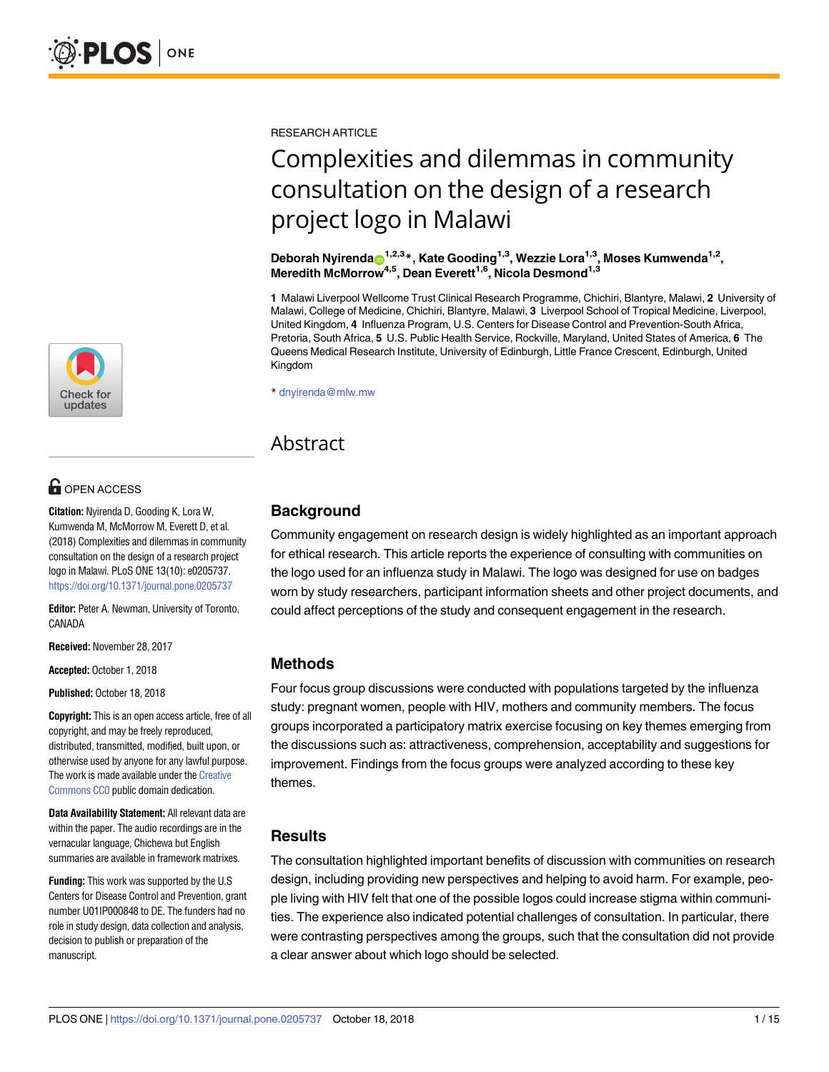RESEARCH ARTICLE

# Complexities and dilemmas in community consultation on the design of a research project logo in Malawi

**Deborah Nyirenda**[1,2,3]*, **Kate Gooding**[1,3], **Wezzie Lora**[1,3], **Moses Kumwenda**[1,2], **Meredith McMorrow**[4,5], **Dean Everett**[1,6], **Nicola Desmond**[1,3]

**1** Malawi Liverpool Wellcome Trust Clinical Research Programme, Chichiri, Blantyre, Malawi, **2** University of Malawi, College of Medicine, Chichiri, Blantyre, Malawi, **3** Liverpool School of Tropical Medicine, Liverpool, United Kingdom, **4** Influenza Program, U.S. Centers for Disease Control and Prevention-South Africa, Pretoria, South Africa, **5** U.S. Public Health Service, Rockville, Maryland, United States of America, **6** The Queens Medical Research Institute, University of Edinburgh, Little France Crescent, Edinburgh, United Kingdom

* dnyirenda@mlw.mw

OPEN ACCESS

**Citation:** Nyirenda D, Gooding K, Lora W, Kumwenda M, McMorrow M, Everett D, et al. (2018) Complexities and dilemmas in community consultation on the design of a research project logo in Malawi. PLoS ONE 13(10): e0205737. https://doi.org/10.1371/journal.pone.0205737

**Editor:** Peter A. Newman, University of Toronto, CANADA

**Received:** November 28, 2017

**Accepted:** October 1, 2018

**Published:** October 18, 2018

**Copyright:** This is an open access article, free of all copyright, and may be freely reproduced, distributed, transmitted, modified, built upon, or otherwise used by anyone for any lawful purpose. The work is made available under the Creative Commons CC0 public domain dedication.

**Data Availability Statement:** All relevant data are within the paper. The audio recordings are in the vernacular language, Chichewa but English summaries are available in framework matrixes.

**Funding:** This work was supported by the U.S Centers for Disease Control and Prevention, grant number U01IP000848 to DE. The funders had no role in study design, data collection and analysis, decision to publish or preparation of the manuscript.

## Abstract

### Background

Community engagement on research design is widely highlighted as an important approach for ethical research. This article reports the experience of consulting with communities on the logo used for an influenza study in Malawi. The logo was designed for use on badges worn by study researchers, participant information sheets and other project documents, and could affect perceptions of the study and consequent engagement in the research.

### Methods

Four focus group discussions were conducted with populations targeted by the influenza study: pregnant women, people with HIV, mothers and community members. The focus groups incorporated a participatory matrix exercise focusing on key themes emerging from the discussions such as: attractiveness, comprehension, acceptability and suggestions for improvement. Findings from the focus groups were analyzed according to these key themes.

### Results

The consultation highlighted important benefits of discussion with communities on research design, including providing new perspectives and helping to avoid harm. For example, people living with HIV felt that one of the possible logos could increase stigma within communities. The experience also indicated potential challenges of consultation. In particular, there were contrasting perspectives among the groups, such that the consultation did not provide a clear answer about which logo should be selected.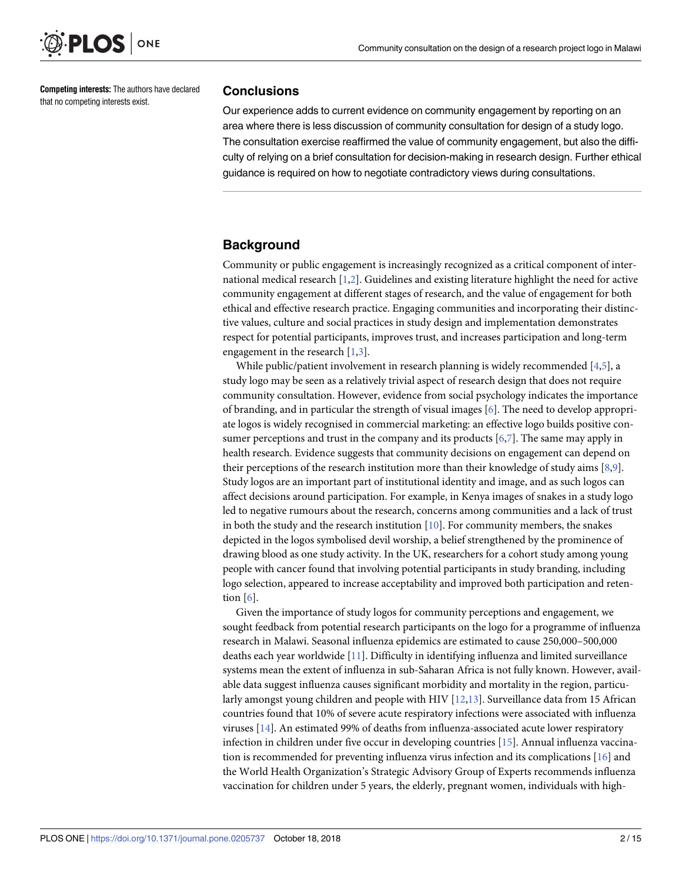**Competing interests:** The authors have declared that no competing interests exist.

## Conclusions

Our experience adds to current evidence on community engagement by reporting on an area where there is less discussion of community consultation for design of a study logo. The consultation exercise reaffirmed the value of community engagement, but also the difficulty of relying on a brief consultation for decision-making in research design. Further ethical guidance is required on how to negotiate contradictory views during consultations.

## Background

Community or public engagement is increasingly recognized as a critical component of international medical research [1,2]. Guidelines and existing literature highlight the need for active community engagement at different stages of research, and the value of engagement for both ethical and effective research practice. Engaging communities and incorporating their distinctive values, culture and social practices in study design and implementation demonstrates respect for potential participants, improves trust, and increases participation and long-term engagement in the research [1,3].

While public/patient involvement in research planning is widely recommended [4,5], a study logo may be seen as a relatively trivial aspect of research design that does not require community consultation. However, evidence from social psychology indicates the importance of branding, and in particular the strength of visual images [6]. The need to develop appropriate logos is widely recognised in commercial marketing: an effective logo builds positive consumer perceptions and trust in the company and its products [6,7]. The same may apply in health research. Evidence suggests that community decisions on engagement can depend on their perceptions of the research institution more than their knowledge of study aims [8,9]. Study logos are an important part of institutional identity and image, and as such logos can affect decisions around participation. For example, in Kenya images of snakes in a study logo led to negative rumours about the research, concerns among communities and a lack of trust in both the study and the research institution [10]. For community members, the snakes depicted in the logos symbolised devil worship, a belief strengthened by the prominence of drawing blood as one study activity. In the UK, researchers for a cohort study among young people with cancer found that involving potential participants in study branding, including logo selection, appeared to increase acceptability and improved both participation and retention [6].

Given the importance of study logos for community perceptions and engagement, we sought feedback from potential research participants on the logo for a programme of influenza research in Malawi. Seasonal influenza epidemics are estimated to cause 250,000–500,000 deaths each year worldwide [11]. Difficulty in identifying influenza and limited surveillance systems mean the extent of influenza in sub-Saharan Africa is not fully known. However, available data suggest influenza causes significant morbidity and mortality in the region, particularly amongst young children and people with HIV [12,13]. Surveillance data from 15 African countries found that 10% of severe acute respiratory infections were associated with influenza viruses [14]. An estimated 99% of deaths from influenza-associated acute lower respiratory infection in children under five occur in developing countries [15]. Annual influenza vaccination is recommended for preventing influenza virus infection and its complications [16] and the World Health Organization's Strategic Advisory Group of Experts recommends influenza vaccination for children under 5 years, the elderly, pregnant women, individuals with high-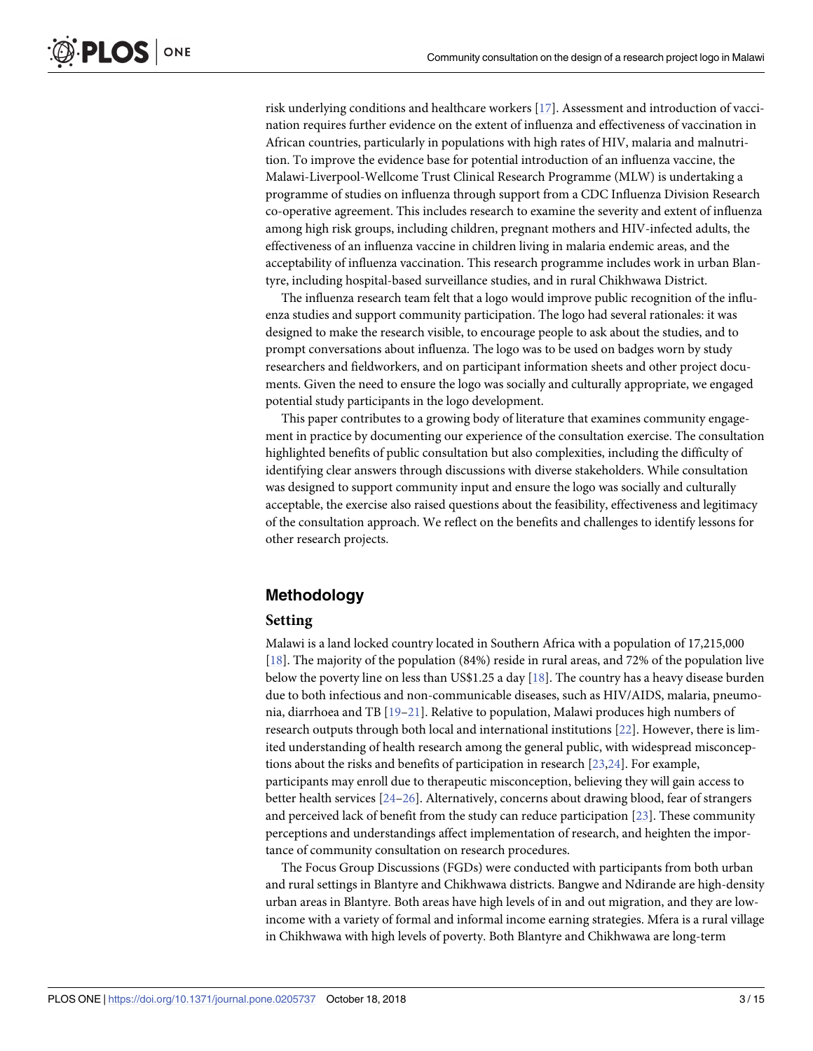risk underlying conditions and healthcare workers [17]. Assessment and introduction of vaccination requires further evidence on the extent of influenza and effectiveness of vaccination in African countries, particularly in populations with high rates of HIV, malaria and malnutrition. To improve the evidence base for potential introduction of an influenza vaccine, the Malawi-Liverpool-Wellcome Trust Clinical Research Programme (MLW) is undertaking a programme of studies on influenza through support from a CDC Influenza Division Research co-operative agreement. This includes research to examine the severity and extent of influenza among high risk groups, including children, pregnant mothers and HIV-infected adults, the effectiveness of an influenza vaccine in children living in malaria endemic areas, and the acceptability of influenza vaccination. This research programme includes work in urban Blantyre, including hospital-based surveillance studies, and in rural Chikhwawa District.

The influenza research team felt that a logo would improve public recognition of the influenza studies and support community participation. The logo had several rationales: it was designed to make the research visible, to encourage people to ask about the studies, and to prompt conversations about influenza. The logo was to be used on badges worn by study researchers and fieldworkers, and on participant information sheets and other project documents. Given the need to ensure the logo was socially and culturally appropriate, we engaged potential study participants in the logo development.

This paper contributes to a growing body of literature that examines community engagement in practice by documenting our experience of the consultation exercise. The consultation highlighted benefits of public consultation but also complexities, including the difficulty of identifying clear answers through discussions with diverse stakeholders. While consultation was designed to support community input and ensure the logo was socially and culturally acceptable, the exercise also raised questions about the feasibility, effectiveness and legitimacy of the consultation approach. We reflect on the benefits and challenges to identify lessons for other research projects.

## Methodology

### Setting

Malawi is a land locked country located in Southern Africa with a population of 17,215,000 [18]. The majority of the population (84%) reside in rural areas, and 72% of the population live below the poverty line on less than US$1.25 a day [18]. The country has a heavy disease burden due to both infectious and non-communicable diseases, such as HIV/AIDS, malaria, pneumonia, diarrhoea and TB [19–21]. Relative to population, Malawi produces high numbers of research outputs through both local and international institutions [22]. However, there is limited understanding of health research among the general public, with widespread misconceptions about the risks and benefits of participation in research [23,24]. For example, participants may enroll due to therapeutic misconception, believing they will gain access to better health services [24–26]. Alternatively, concerns about drawing blood, fear of strangers and perceived lack of benefit from the study can reduce participation [23]. These community perceptions and understandings affect implementation of research, and heighten the importance of community consultation on research procedures.

The Focus Group Discussions (FGDs) were conducted with participants from both urban and rural settings in Blantyre and Chikhwawa districts. Bangwe and Ndirande are high-density urban areas in Blantyre. Both areas have high levels of in and out migration, and they are low-income with a variety of formal and informal income earning strategies. Mfera is a rural village in Chikhwawa with high levels of poverty. Both Blantyre and Chikhwawa are long-term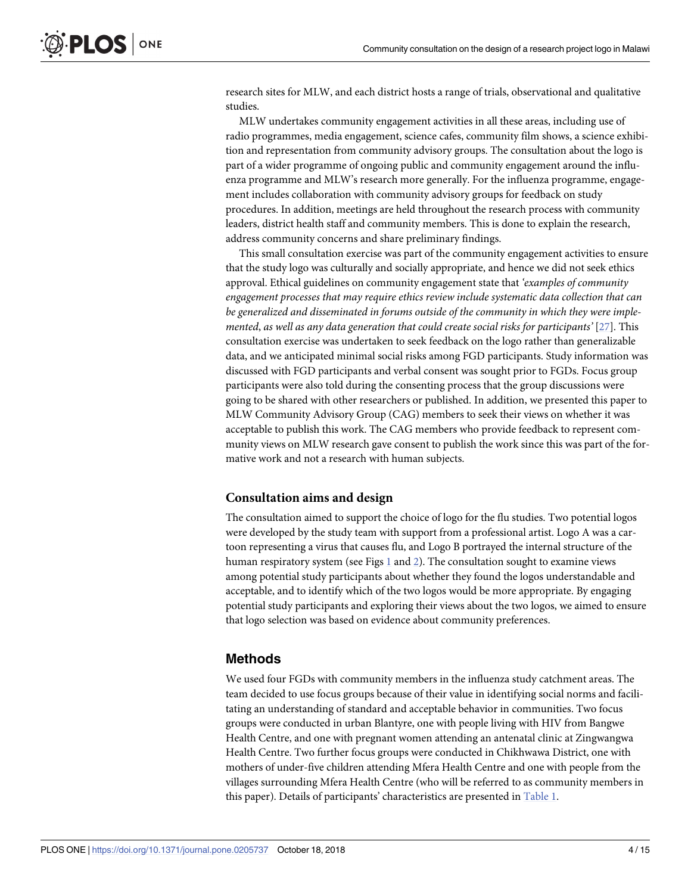research sites for MLW, and each district hosts a range of trials, observational and qualitative studies.

MLW undertakes community engagement activities in all these areas, including use of radio programmes, media engagement, science cafes, community film shows, a science exhibition and representation from community advisory groups. The consultation about the logo is part of a wider programme of ongoing public and community engagement around the influenza programme and MLW's research more generally. For the influenza programme, engagement includes collaboration with community advisory groups for feedback on study procedures. In addition, meetings are held throughout the research process with community leaders, district health staff and community members. This is done to explain the research, address community concerns and share preliminary findings.

This small consultation exercise was part of the community engagement activities to ensure that the study logo was culturally and socially appropriate, and hence we did not seek ethics approval. Ethical guidelines on community engagement state that *'examples of community engagement processes that may require ethics review include systematic data collection that can be generalized and disseminated in forums outside of the community in which they were implemented, as well as any data generation that could create social risks for participants'* [27]. This consultation exercise was undertaken to seek feedback on the logo rather than generalizable data, and we anticipated minimal social risks among FGD participants. Study information was discussed with FGD participants and verbal consent was sought prior to FGDs. Focus group participants were also told during the consenting process that the group discussions were going to be shared with other researchers or published. In addition, we presented this paper to MLW Community Advisory Group (CAG) members to seek their views on whether it was acceptable to publish this work. The CAG members who provide feedback to represent community views on MLW research gave consent to publish the work since this was part of the formative work and not a research with human subjects.

### Consultation aims and design

The consultation aimed to support the choice of logo for the flu studies. Two potential logos were developed by the study team with support from a professional artist. Logo A was a cartoon representing a virus that causes flu, and Logo B portrayed the internal structure of the human respiratory system (see Figs 1 and 2). The consultation sought to examine views among potential study participants about whether they found the logos understandable and acceptable, and to identify which of the two logos would be more appropriate. By engaging potential study participants and exploring their views about the two logos, we aimed to ensure that logo selection was based on evidence about community preferences.

## Methods

We used four FGDs with community members in the influenza study catchment areas. The team decided to use focus groups because of their value in identifying social norms and facilitating an understanding of standard and acceptable behavior in communities. Two focus groups were conducted in urban Blantyre, one with people living with HIV from Bangwe Health Centre, and one with pregnant women attending an antenatal clinic at Zingwangwa Health Centre. Two further focus groups were conducted in Chikhwawa District, one with mothers of under-five children attending Mfera Health Centre and one with people from the villages surrounding Mfera Health Centre (who will be referred to as community members in this paper). Details of participants' characteristics are presented in Table 1.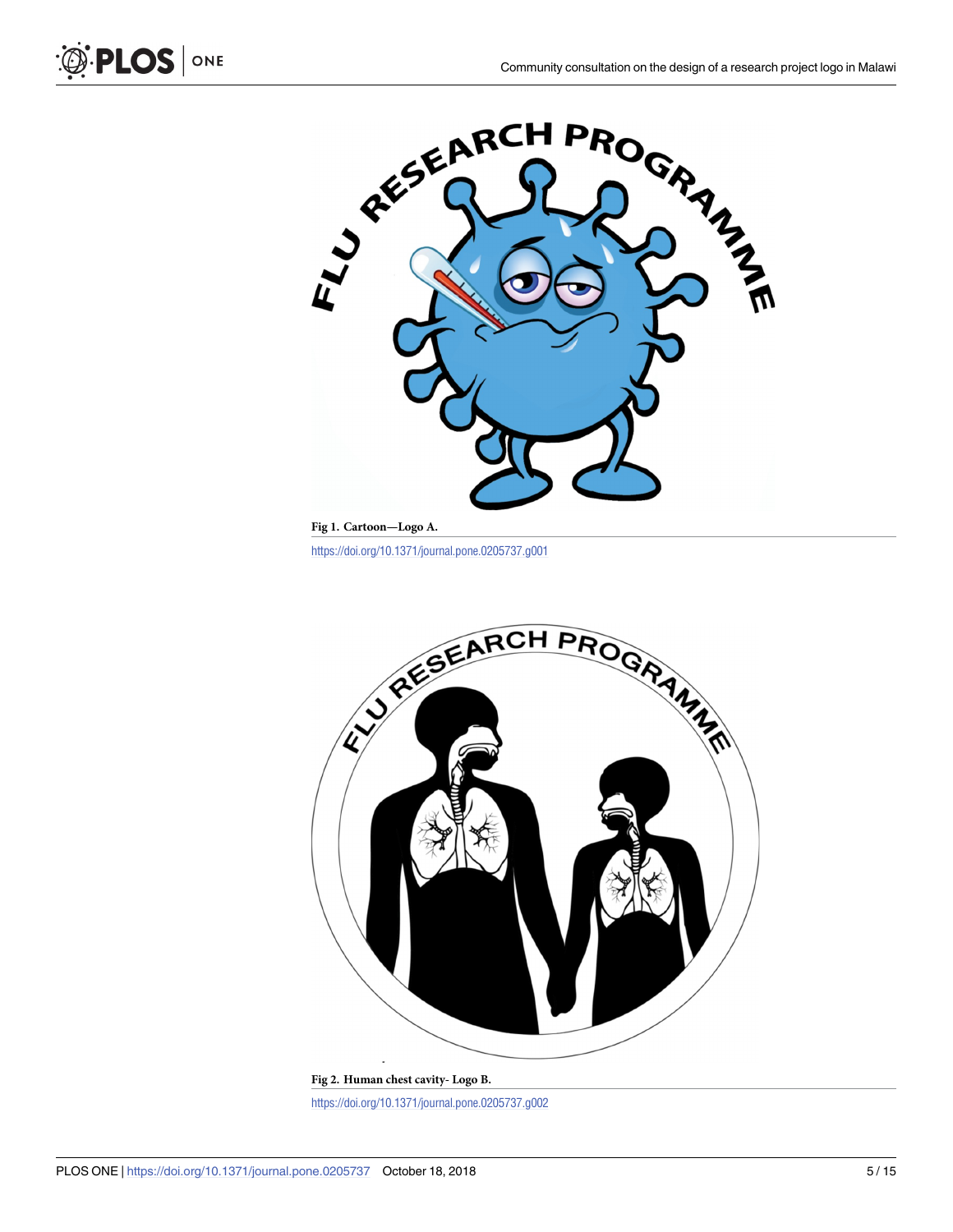Fig 1. Cartoon—Logo A.

https://doi.org/10.1371/journal.pone.0205737.g001

Fig 2. Human chest cavity- Logo B.

https://doi.org/10.1371/journal.pone.0205737.g002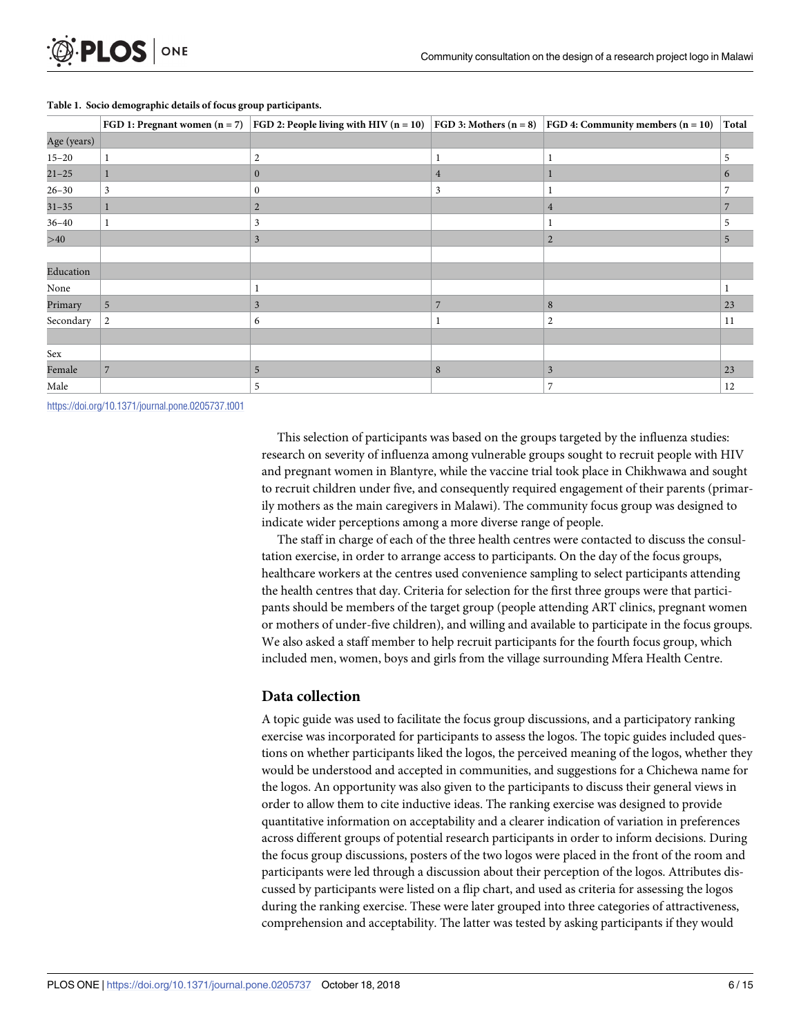**Table 1. Socio demographic details of focus group participants.**

| | FGD 1: Pregnant women (n = 7) | FGD 2: People living with HIV (n = 10) | FGD 3: Mothers (n = 8) | FGD 4: Community members (n = 10) | Total |
|---|---|---|---|---|---|
| Age (years) | | | | | |
| 15–20 | 1 | 2 | 1 | 1 | 5 |
| 21–25 | 1 | 0 | 4 | 1 | 6 |
| 26–30 | 3 | 0 | 3 | 1 | 7 |
| 31–35 | 1 | 2 | | 4 | 7 |
| 36–40 | 1 | 3 | | 1 | 5 |
| >40 | | 3 | | 2 | 5 |
| | | | | | |
| Education | | | | | |
| None | | 1 | | | 1 |
| Primary | 5 | 3 | 7 | 8 | 23 |
| Secondary | 2 | 6 | 1 | 2 | 11 |
| | | | | | |
| Sex | | | | | |
| Female | 7 | 5 | 8 | 3 | 23 |
| Male | | 5 | | 7 | 12 |

https://doi.org/10.1371/journal.pone.0205737.t001

This selection of participants was based on the groups targeted by the influenza studies: research on severity of influenza among vulnerable groups sought to recruit people with HIV and pregnant women in Blantyre, while the vaccine trial took place in Chikhwawa and sought to recruit children under five, and consequently required engagement of their parents (primarily mothers as the main caregivers in Malawi). The community focus group was designed to indicate wider perceptions among a more diverse range of people.

The staff in charge of each of the three health centres were contacted to discuss the consultation exercise, in order to arrange access to participants. On the day of the focus groups, healthcare workers at the centres used convenience sampling to select participants attending the health centres that day. Criteria for selection for the first three groups were that participants should be members of the target group (people attending ART clinics, pregnant women or mothers of under-five children), and willing and available to participate in the focus groups. We also asked a staff member to help recruit participants for the fourth focus group, which included men, women, boys and girls from the village surrounding Mfera Health Centre.

## Data collection

A topic guide was used to facilitate the focus group discussions, and a participatory ranking exercise was incorporated for participants to assess the logos. The topic guides included questions on whether participants liked the logos, the perceived meaning of the logos, whether they would be understood and accepted in communities, and suggestions for a Chichewa name for the logos. An opportunity was also given to the participants to discuss their general views in order to allow them to cite inductive ideas. The ranking exercise was designed to provide quantitative information on acceptability and a clearer indication of variation in preferences across different groups of potential research participants in order to inform decisions. During the focus group discussions, posters of the two logos were placed in the front of the room and participants were led through a discussion about their perception of the logos. Attributes discussed by participants were listed on a flip chart, and used as criteria for assessing the logos during the ranking exercise. These were later grouped into three categories of attractiveness, comprehension and acceptability. The latter was tested by asking participants if they would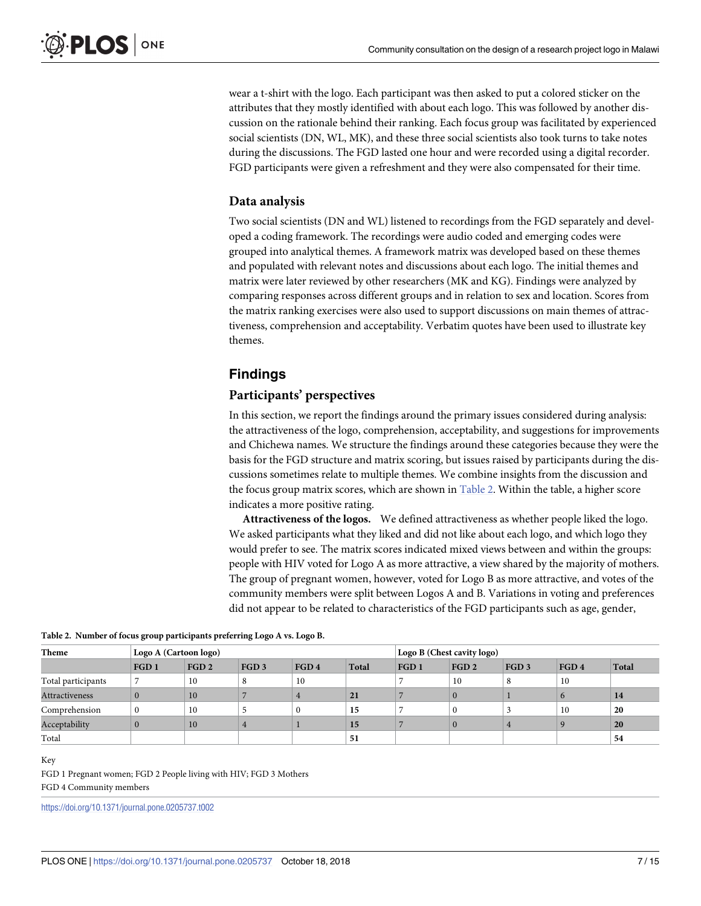wear a t-shirt with the logo. Each participant was then asked to put a colored sticker on the attributes that they mostly identified with about each logo. This was followed by another discussion on the rationale behind their ranking. Each focus group was facilitated by experienced social scientists (DN, WL, MK), and these three social scientists also took turns to take notes during the discussions. The FGD lasted one hour and were recorded using a digital recorder. FGD participants were given a refreshment and they were also compensated for their time.

### Data analysis

Two social scientists (DN and WL) listened to recordings from the FGD separately and developed a coding framework. The recordings were audio coded and emerging codes were grouped into analytical themes. A framework matrix was developed based on these themes and populated with relevant notes and discussions about each logo. The initial themes and matrix were later reviewed by other researchers (MK and KG). Findings were analyzed by comparing responses across different groups and in relation to sex and location. Scores from the matrix ranking exercises were also used to support discussions on main themes of attractiveness, comprehension and acceptability. Verbatim quotes have been used to illustrate key themes.

## Findings

### Participants' perspectives

In this section, we report the findings around the primary issues considered during analysis: the attractiveness of the logo, comprehension, acceptability, and suggestions for improvements and Chichewa names. We structure the findings around these categories because they were the basis for the FGD structure and matrix scoring, but issues raised by participants during the discussions sometimes relate to multiple themes. We combine insights from the discussion and the focus group matrix scores, which are shown in Table 2. Within the table, a higher score indicates a more positive rating.

**Attractiveness of the logos.** We defined attractiveness as whether people liked the logo. We asked participants what they liked and did not like about each logo, and which logo they would prefer to see. The matrix scores indicated mixed views between and within the groups: people with HIV voted for Logo A as more attractive, a view shared by the majority of mothers. The group of pregnant women, however, voted for Logo B as more attractive, and votes of the community members were split between Logos A and B. Variations in voting and preferences did not appear to be related to characteristics of the FGD participants such as age, gender,

**Table 2. Number of focus group participants preferring Logo A vs. Logo B.**

| Theme | Logo A (Cartoon logo) | | | | | Logo B (Chest cavity logo) | | | | |
|---|---|---|---|---|---|---|---|---|---|---|
| | FGD 1 | FGD 2 | FGD 3 | FGD 4 | Total | FGD 1 | FGD 2 | FGD 3 | FGD 4 | Total |
| Total participants | 7 | 10 | 8 | 10 | | 7 | 10 | 8 | 10 | |
| Attractiveness | 0 | 10 | 7 | 4 | **21** | 7 | 0 | 1 | 6 | **14** |
| Comprehension | 0 | 10 | 5 | 0 | **15** | 7 | 0 | 3 | 10 | **20** |
| Acceptability | 0 | 10 | 4 | 1 | **15** | 7 | 0 | 4 | 9 | **20** |
| Total | | | | | **51** | | | | | **54** |

Key

FGD 1 Pregnant women; FGD 2 People living with HIV; FGD 3 Mothers

FGD 4 Community members

https://doi.org/10.1371/journal.pone.0205737.t002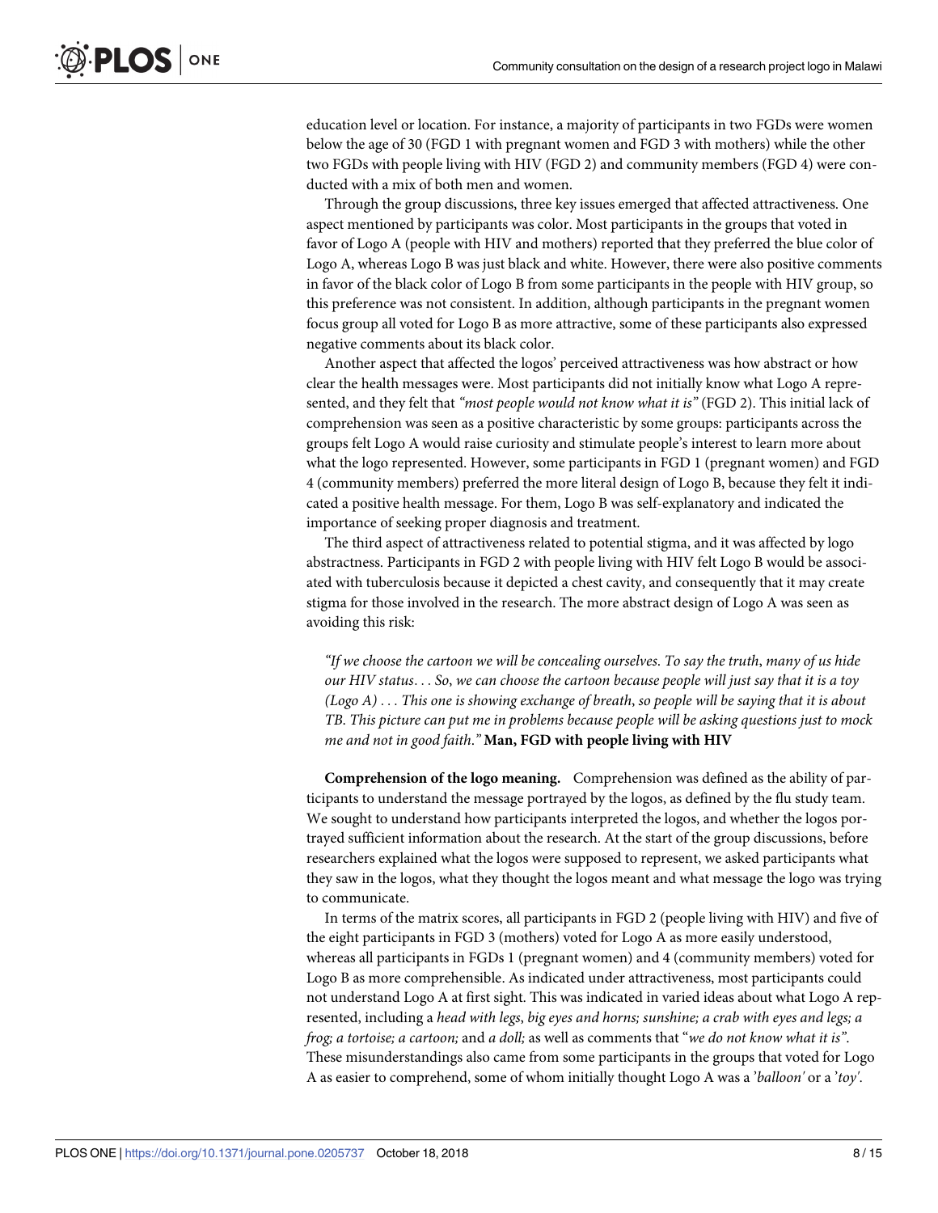education level or location. For instance, a majority of participants in two FGDs were women below the age of 30 (FGD 1 with pregnant women and FGD 3 with mothers) while the other two FGDs with people living with HIV (FGD 2) and community members (FGD 4) were conducted with a mix of both men and women.

Through the group discussions, three key issues emerged that affected attractiveness. One aspect mentioned by participants was color. Most participants in the groups that voted in favor of Logo A (people with HIV and mothers) reported that they preferred the blue color of Logo A, whereas Logo B was just black and white. However, there were also positive comments in favor of the black color of Logo B from some participants in the people with HIV group, so this preference was not consistent. In addition, although participants in the pregnant women focus group all voted for Logo B as more attractive, some of these participants also expressed negative comments about its black color.

Another aspect that affected the logos' perceived attractiveness was how abstract or how clear the health messages were. Most participants did not initially know what Logo A represented, and they felt that *"most people would not know what it is"* (FGD 2). This initial lack of comprehension was seen as a positive characteristic by some groups: participants across the groups felt Logo A would raise curiosity and stimulate people's interest to learn more about what the logo represented. However, some participants in FGD 1 (pregnant women) and FGD 4 (community members) preferred the more literal design of Logo B, because they felt it indicated a positive health message. For them, Logo B was self-explanatory and indicated the importance of seeking proper diagnosis and treatment.

The third aspect of attractiveness related to potential stigma, and it was affected by logo abstractness. Participants in FGD 2 with people living with HIV felt Logo B would be associated with tuberculosis because it depicted a chest cavity, and consequently that it may create stigma for those involved in the research. The more abstract design of Logo A was seen as avoiding this risk:

> *"If we choose the cartoon we will be concealing ourselves. To say the truth, many of us hide our HIV status. . . So, we can choose the cartoon because people will just say that it is a toy (Logo A) . . . This one is showing exchange of breath, so people will be saying that it is about TB. This picture can put me in problems because people will be asking questions just to mock me and not in good faith."* **Man, FGD with people living with HIV**

**Comprehension of the logo meaning.** Comprehension was defined as the ability of participants to understand the message portrayed by the logos, as defined by the flu study team. We sought to understand how participants interpreted the logos, and whether the logos portrayed sufficient information about the research. At the start of the group discussions, before researchers explained what the logos were supposed to represent, we asked participants what they saw in the logos, what they thought the logos meant and what message the logo was trying to communicate.

In terms of the matrix scores, all participants in FGD 2 (people living with HIV) and five of the eight participants in FGD 3 (mothers) voted for Logo A as more easily understood, whereas all participants in FGDs 1 (pregnant women) and 4 (community members) voted for Logo B as more comprehensible. As indicated under attractiveness, most participants could not understand Logo A at first sight. This was indicated in varied ideas about what Logo A represented, including a *head with legs*, *big eyes and horns; sunshine; a crab with eyes and legs; a frog; a tortoise; a cartoon;* and *a doll;* as well as comments that "*we do not know what it is"*. These misunderstandings also came from some participants in the groups that voted for Logo A as easier to comprehend, some of whom initially thought Logo A was a '*balloon'* or a '*toy'*.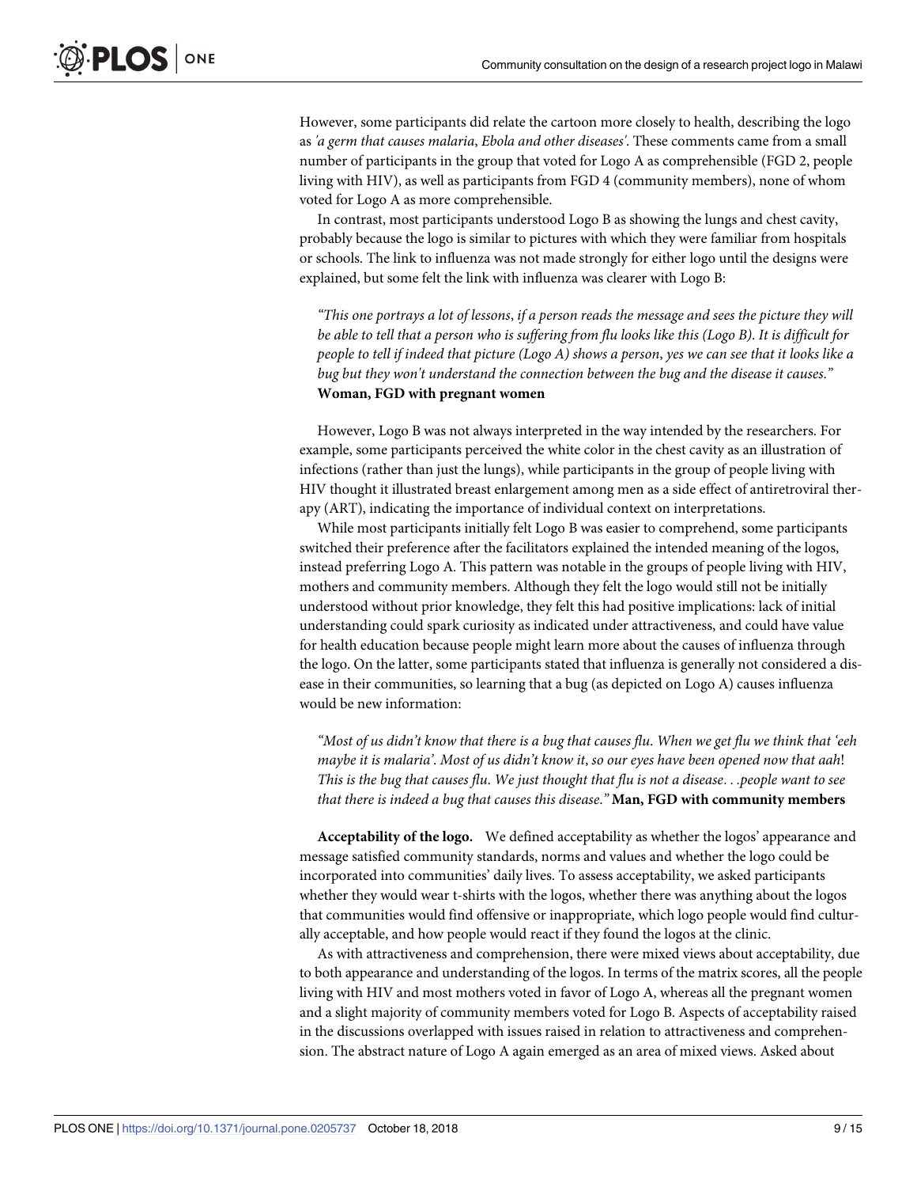However, some participants did relate the cartoon more closely to health, describing the logo as *'a germ that causes malaria, Ebola and other diseases'*. These comments came from a small number of participants in the group that voted for Logo A as comprehensible (FGD 2, people living with HIV), as well as participants from FGD 4 (community members), none of whom voted for Logo A as more comprehensible.

In contrast, most participants understood Logo B as showing the lungs and chest cavity, probably because the logo is similar to pictures with which they were familiar from hospitals or schools. The link to influenza was not made strongly for either logo until the designs were explained, but some felt the link with influenza was clearer with Logo B:

> *"This one portrays a lot of lessons, if a person reads the message and sees the picture they will be able to tell that a person who is suffering from flu looks like this (Logo B). It is difficult for people to tell if indeed that picture (Logo A) shows a person, yes we can see that it looks like a bug but they won't understand the connection between the bug and the disease it causes."* **Woman, FGD with pregnant women**

However, Logo B was not always interpreted in the way intended by the researchers. For example, some participants perceived the white color in the chest cavity as an illustration of infections (rather than just the lungs), while participants in the group of people living with HIV thought it illustrated breast enlargement among men as a side effect of antiretroviral therapy (ART), indicating the importance of individual context on interpretations.

While most participants initially felt Logo B was easier to comprehend, some participants switched their preference after the facilitators explained the intended meaning of the logos, instead preferring Logo A. This pattern was notable in the groups of people living with HIV, mothers and community members. Although they felt the logo would still not be initially understood without prior knowledge, they felt this had positive implications: lack of initial understanding could spark curiosity as indicated under attractiveness, and could have value for health education because people might learn more about the causes of influenza through the logo. On the latter, some participants stated that influenza is generally not considered a disease in their communities, so learning that a bug (as depicted on Logo A) causes influenza would be new information:

> *"Most of us didn't know that there is a bug that causes flu. When we get flu we think that 'eeh maybe it is malaria'. Most of us didn't know it, so our eyes have been opened now that aah! This is the bug that causes flu. We just thought that flu is not a disease. . .people want to see that there is indeed a bug that causes this disease."* **Man, FGD with community members**

**Acceptability of the logo.** We defined acceptability as whether the logos' appearance and message satisfied community standards, norms and values and whether the logo could be incorporated into communities' daily lives. To assess acceptability, we asked participants whether they would wear t-shirts with the logos, whether there was anything about the logos that communities would find offensive or inappropriate, which logo people would find culturally acceptable, and how people would react if they found the logos at the clinic.

As with attractiveness and comprehension, there were mixed views about acceptability, due to both appearance and understanding of the logos. In terms of the matrix scores, all the people living with HIV and most mothers voted in favor of Logo A, whereas all the pregnant women and a slight majority of community members voted for Logo B. Aspects of acceptability raised in the discussions overlapped with issues raised in relation to attractiveness and comprehension. The abstract nature of Logo A again emerged as an area of mixed views. Asked about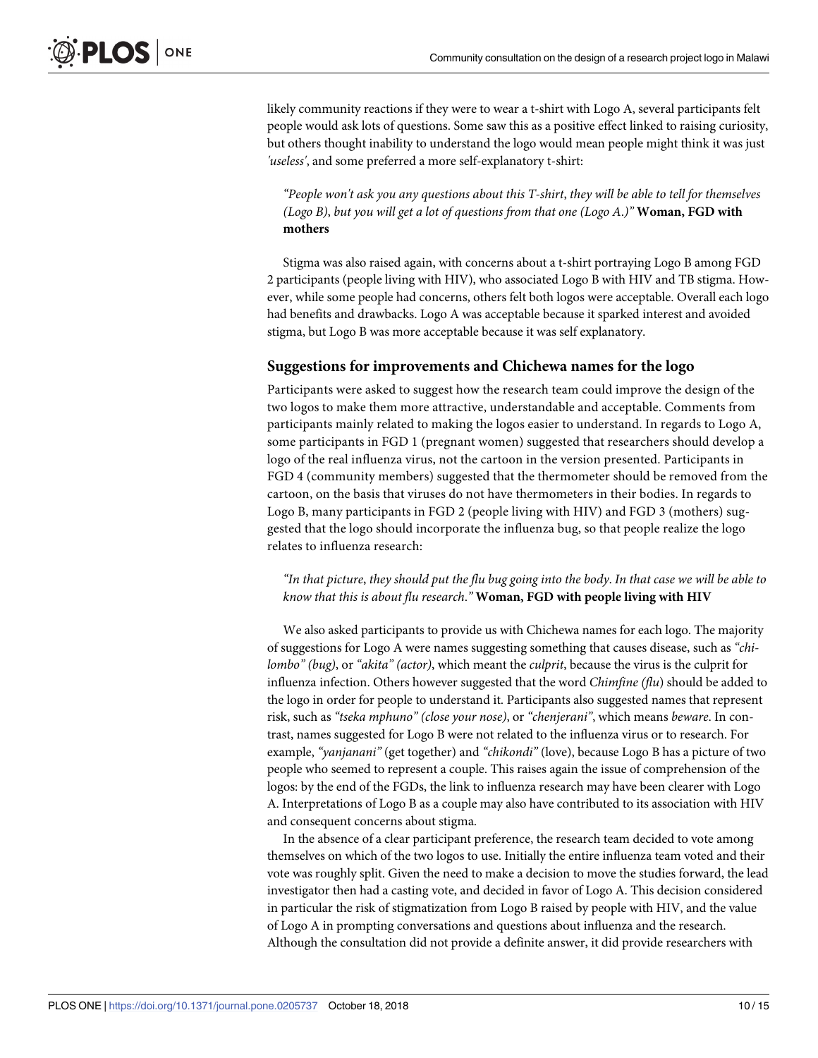likely community reactions if they were to wear a t-shirt with Logo A, several participants felt people would ask lots of questions. Some saw this as a positive effect linked to raising curiosity, but others thought inability to understand the logo would mean people might think it was just *'useless'*, and some preferred a more self-explanatory t-shirt:

> *"People won't ask you any questions about this T-shirt, they will be able to tell for themselves (Logo B), but you will get a lot of questions from that one (Logo A.)"* **Woman, FGD with mothers**

Stigma was also raised again, with concerns about a t-shirt portraying Logo B among FGD 2 participants (people living with HIV), who associated Logo B with HIV and TB stigma. However, while some people had concerns, others felt both logos were acceptable. Overall each logo had benefits and drawbacks. Logo A was acceptable because it sparked interest and avoided stigma, but Logo B was more acceptable because it was self explanatory.

### Suggestions for improvements and Chichewa names for the logo

Participants were asked to suggest how the research team could improve the design of the two logos to make them more attractive, understandable and acceptable. Comments from participants mainly related to making the logos easier to understand. In regards to Logo A, some participants in FGD 1 (pregnant women) suggested that researchers should develop a logo of the real influenza virus, not the cartoon in the version presented. Participants in FGD 4 (community members) suggested that the thermometer should be removed from the cartoon, on the basis that viruses do not have thermometers in their bodies. In regards to Logo B, many participants in FGD 2 (people living with HIV) and FGD 3 (mothers) suggested that the logo should incorporate the influenza bug, so that people realize the logo relates to influenza research:

> *"In that picture, they should put the flu bug going into the body. In that case we will be able to know that this is about flu research."* **Woman, FGD with people living with HIV**

We also asked participants to provide us with Chichewa names for each logo. The majority of suggestions for Logo A were names suggesting something that causes disease, such as *"chilombo" (bug)*, or *"akita" (actor)*, which meant the *culprit*, because the virus is the culprit for influenza infection. Others however suggested that the word *Chimfine (flu)* should be added to the logo in order for people to understand it. Participants also suggested names that represent risk, such as *"tseka mphuno" (close your nose)*, or *"chenjerani"*, which means *beware*. In contrast, names suggested for Logo B were not related to the influenza virus or to research. For example, *"yanjanani"* (get together) and *"chikondi"* (love), because Logo B has a picture of two people who seemed to represent a couple. This raises again the issue of comprehension of the logos: by the end of the FGDs, the link to influenza research may have been clearer with Logo A. Interpretations of Logo B as a couple may also have contributed to its association with HIV and consequent concerns about stigma.

In the absence of a clear participant preference, the research team decided to vote among themselves on which of the two logos to use. Initially the entire influenza team voted and their vote was roughly split. Given the need to make a decision to move the studies forward, the lead investigator then had a casting vote, and decided in favor of Logo A. This decision considered in particular the risk of stigmatization from Logo B raised by people with HIV, and the value of Logo A in prompting conversations and questions about influenza and the research. Although the consultation did not provide a definite answer, it did provide researchers with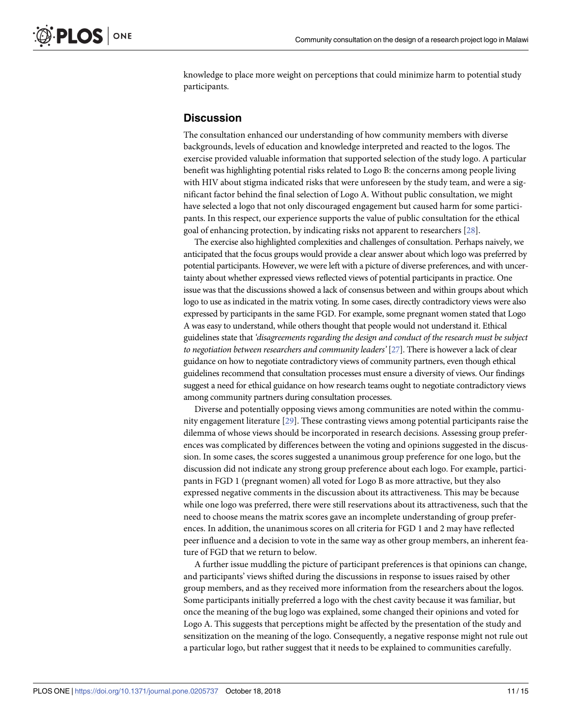knowledge to place more weight on perceptions that could minimize harm to potential study participants.

## Discussion

The consultation enhanced our understanding of how community members with diverse backgrounds, levels of education and knowledge interpreted and reacted to the logos. The exercise provided valuable information that supported selection of the study logo. A particular benefit was highlighting potential risks related to Logo B: the concerns among people living with HIV about stigma indicated risks that were unforeseen by the study team, and were a significant factor behind the final selection of Logo A. Without public consultation, we might have selected a logo that not only discouraged engagement but caused harm for some participants. In this respect, our experience supports the value of public consultation for the ethical goal of enhancing protection, by indicating risks not apparent to researchers [28].

The exercise also highlighted complexities and challenges of consultation. Perhaps naively, we anticipated that the focus groups would provide a clear answer about which logo was preferred by potential participants. However, we were left with a picture of diverse preferences, and with uncertainty about whether expressed views reflected views of potential participants in practice. One issue was that the discussions showed a lack of consensus between and within groups about which logo to use as indicated in the matrix voting. In some cases, directly contradictory views were also expressed by participants in the same FGD. For example, some pregnant women stated that Logo A was easy to understand, while others thought that people would not understand it. Ethical guidelines state that *'disagreements regarding the design and conduct of the research must be subject to negotiation between researchers and community leaders'* [27]. There is however a lack of clear guidance on how to negotiate contradictory views of community partners, even though ethical guidelines recommend that consultation processes must ensure a diversity of views. Our findings suggest a need for ethical guidance on how research teams ought to negotiate contradictory views among community partners during consultation processes.

Diverse and potentially opposing views among communities are noted within the community engagement literature [29]. These contrasting views among potential participants raise the dilemma of whose views should be incorporated in research decisions. Assessing group preferences was complicated by differences between the voting and opinions suggested in the discussion. In some cases, the scores suggested a unanimous group preference for one logo, but the discussion did not indicate any strong group preference about each logo. For example, participants in FGD 1 (pregnant women) all voted for Logo B as more attractive, but they also expressed negative comments in the discussion about its attractiveness. This may be because while one logo was preferred, there were still reservations about its attractiveness, such that the need to choose means the matrix scores gave an incomplete understanding of group preferences. In addition, the unanimous scores on all criteria for FGD 1 and 2 may have reflected peer influence and a decision to vote in the same way as other group members, an inherent feature of FGD that we return to below.

A further issue muddling the picture of participant preferences is that opinions can change, and participants' views shifted during the discussions in response to issues raised by other group members, and as they received more information from the researchers about the logos. Some participants initially preferred a logo with the chest cavity because it was familiar, but once the meaning of the bug logo was explained, some changed their opinions and voted for Logo A. This suggests that perceptions might be affected by the presentation of the study and sensitization on the meaning of the logo. Consequently, a negative response might not rule out a particular logo, but rather suggest that it needs to be explained to communities carefully.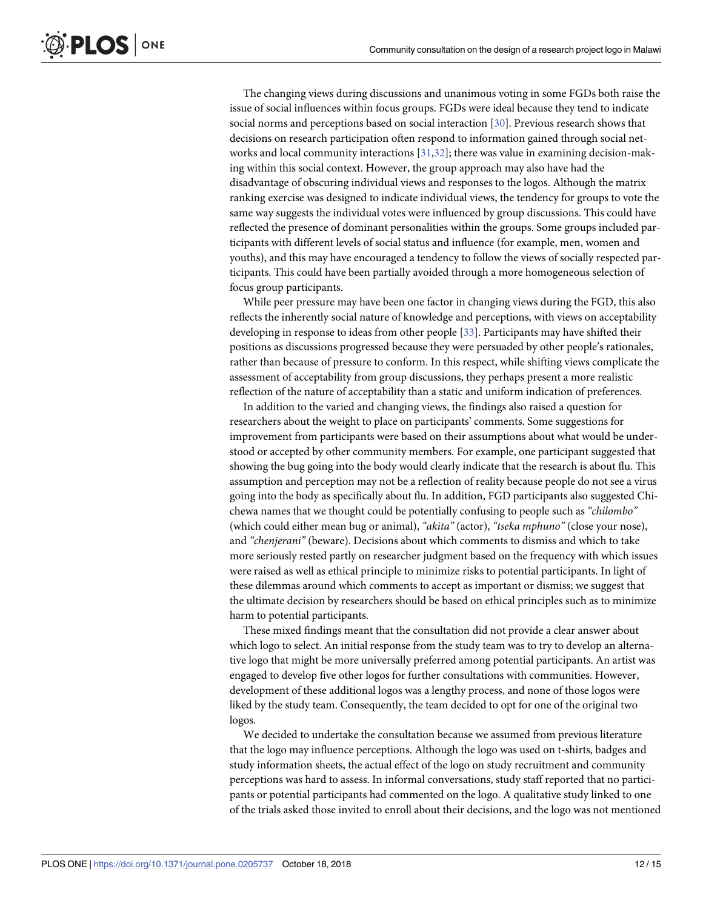The changing views during discussions and unanimous voting in some FGDs both raise the issue of social influences within focus groups. FGDs were ideal because they tend to indicate social norms and perceptions based on social interaction [30]. Previous research shows that decisions on research participation often respond to information gained through social networks and local community interactions [31,32]; there was value in examining decision-making within this social context. However, the group approach may also have had the disadvantage of obscuring individual views and responses to the logos. Although the matrix ranking exercise was designed to indicate individual views, the tendency for groups to vote the same way suggests the individual votes were influenced by group discussions. This could have reflected the presence of dominant personalities within the groups. Some groups included participants with different levels of social status and influence (for example, men, women and youths), and this may have encouraged a tendency to follow the views of socially respected participants. This could have been partially avoided through a more homogeneous selection of focus group participants.

While peer pressure may have been one factor in changing views during the FGD, this also reflects the inherently social nature of knowledge and perceptions, with views on acceptability developing in response to ideas from other people [33]. Participants may have shifted their positions as discussions progressed because they were persuaded by other people's rationales, rather than because of pressure to conform. In this respect, while shifting views complicate the assessment of acceptability from group discussions, they perhaps present a more realistic reflection of the nature of acceptability than a static and uniform indication of preferences.

In addition to the varied and changing views, the findings also raised a question for researchers about the weight to place on participants' comments. Some suggestions for improvement from participants were based on their assumptions about what would be understood or accepted by other community members. For example, one participant suggested that showing the bug going into the body would clearly indicate that the research is about flu. This assumption and perception may not be a reflection of reality because people do not see a virus going into the body as specifically about flu. In addition, FGD participants also suggested Chichewa names that we thought could be potentially confusing to people such as *"chilombo"* (which could either mean bug or animal), *"akita"* (actor), *"tseka mphuno"* (close your nose), and *"chenjerani"* (beware). Decisions about which comments to dismiss and which to take more seriously rested partly on researcher judgment based on the frequency with which issues were raised as well as ethical principle to minimize risks to potential participants. In light of these dilemmas around which comments to accept as important or dismiss; we suggest that the ultimate decision by researchers should be based on ethical principles such as to minimize harm to potential participants.

These mixed findings meant that the consultation did not provide a clear answer about which logo to select. An initial response from the study team was to try to develop an alternative logo that might be more universally preferred among potential participants. An artist was engaged to develop five other logos for further consultations with communities. However, development of these additional logos was a lengthy process, and none of those logos were liked by the study team. Consequently, the team decided to opt for one of the original two logos.

We decided to undertake the consultation because we assumed from previous literature that the logo may influence perceptions. Although the logo was used on t-shirts, badges and study information sheets, the actual effect of the logo on study recruitment and community perceptions was hard to assess. In informal conversations, study staff reported that no participants or potential participants had commented on the logo. A qualitative study linked to one of the trials asked those invited to enroll about their decisions, and the logo was not mentioned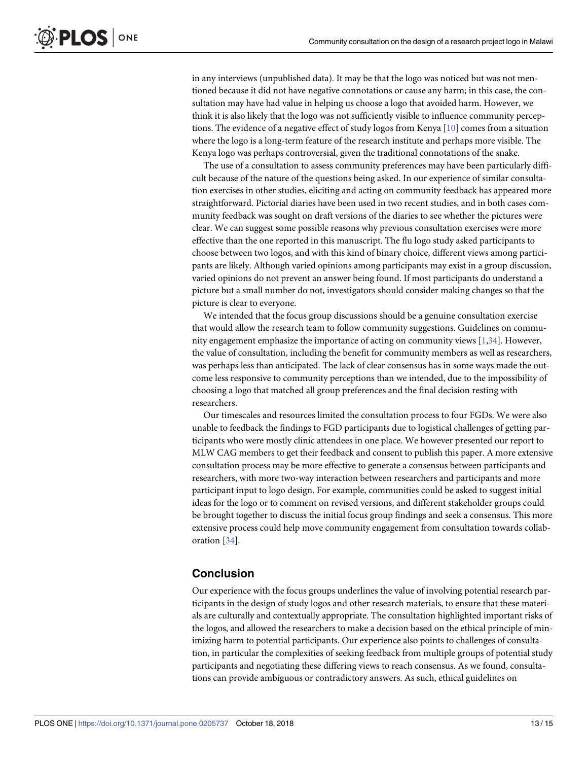in any interviews (unpublished data). It may be that the logo was noticed but was not mentioned because it did not have negative connotations or cause any harm; in this case, the consultation may have had value in helping us choose a logo that avoided harm. However, we think it is also likely that the logo was not sufficiently visible to influence community perceptions. The evidence of a negative effect of study logos from Kenya [10] comes from a situation where the logo is a long-term feature of the research institute and perhaps more visible. The Kenya logo was perhaps controversial, given the traditional connotations of the snake.

The use of a consultation to assess community preferences may have been particularly difficult because of the nature of the questions being asked. In our experience of similar consultation exercises in other studies, eliciting and acting on community feedback has appeared more straightforward. Pictorial diaries have been used in two recent studies, and in both cases community feedback was sought on draft versions of the diaries to see whether the pictures were clear. We can suggest possible reasons why previous consultation exercises were more effective than the one reported in this manuscript. The flu logo study asked participants to choose between two logos, and with this kind of binary choice, different views among participants are likely. Although varied opinions among participants may exist in a group discussion, varied opinions do not prevent an answer being found. If most participants do understand a picture but a small number do not, investigators should consider making changes so that the picture is clear to everyone.

We intended that the focus group discussions should be a genuine consultation exercise that would allow the research team to follow community suggestions. Guidelines on community engagement emphasize the importance of acting on community views [1,34]. However, the value of consultation, including the benefit for community members as well as researchers, was perhaps less than anticipated. The lack of clear consensus has in some ways made the outcome less responsive to community perceptions than we intended, due to the impossibility of choosing a logo that matched all group preferences and the final decision resting with researchers.

Our timescales and resources limited the consultation process to four FGDs. We were also unable to feedback the findings to FGD participants due to logistical challenges of getting participants who were mostly clinic attendees in one place. We however presented our report to MLW CAG members to get their feedback and consent to publish this paper. A more extensive consultation process may be more effective to generate a consensus between participants and researchers, with more two-way interaction between researchers and participants and more participant input to logo design. For example, communities could be asked to suggest initial ideas for the logo or to comment on revised versions, and different stakeholder groups could be brought together to discuss the initial focus group findings and seek a consensus. This more extensive process could help move community engagement from consultation towards collaboration [34].

## Conclusion

Our experience with the focus groups underlines the value of involving potential research participants in the design of study logos and other research materials, to ensure that these materials are culturally and contextually appropriate. The consultation highlighted important risks of the logos, and allowed the researchers to make a decision based on the ethical principle of minimizing harm to potential participants. Our experience also points to challenges of consultation, in particular the complexities of seeking feedback from multiple groups of potential study participants and negotiating these differing views to reach consensus. As we found, consultations can provide ambiguous or contradictory answers. As such, ethical guidelines on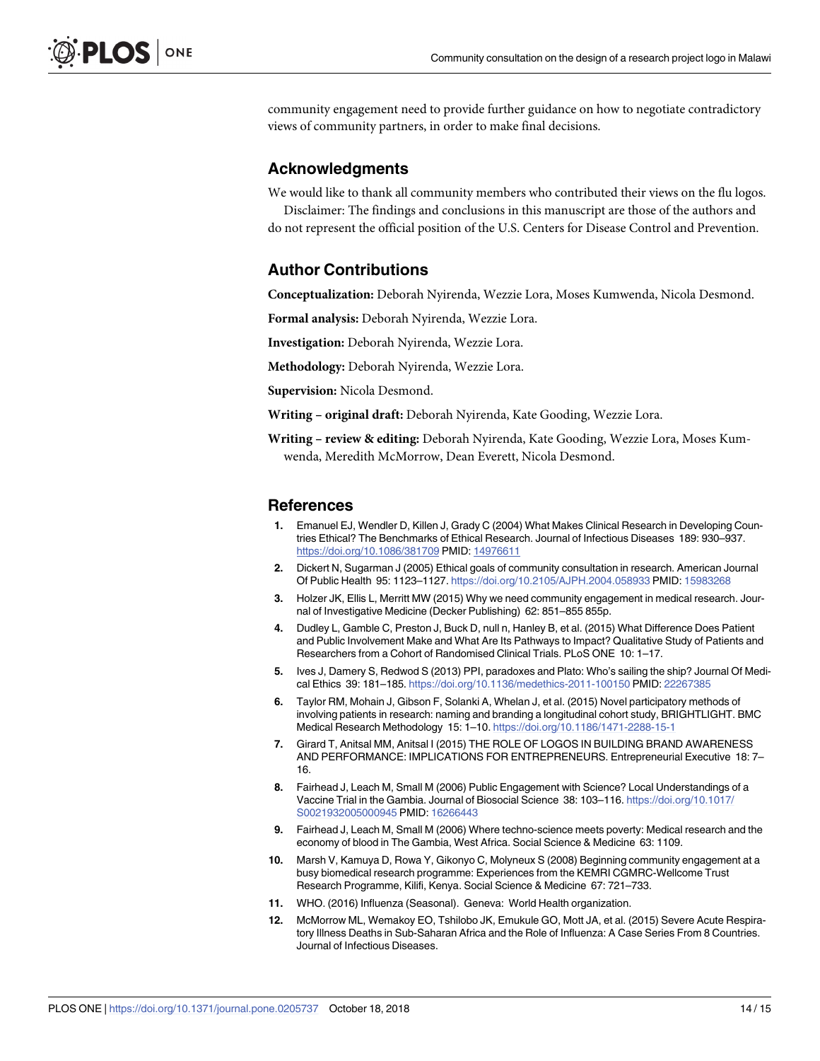community engagement need to provide further guidance on how to negotiate contradictory views of community partners, in order to make final decisions.

## Acknowledgments

We would like to thank all community members who contributed their views on the flu logos.

Disclaimer: The findings and conclusions in this manuscript are those of the authors and do not represent the official position of the U.S. Centers for Disease Control and Prevention.

## Author Contributions

**Conceptualization:** Deborah Nyirenda, Wezzie Lora, Moses Kumwenda, Nicola Desmond.

**Formal analysis:** Deborah Nyirenda, Wezzie Lora.

**Investigation:** Deborah Nyirenda, Wezzie Lora.

**Methodology:** Deborah Nyirenda, Wezzie Lora.

**Supervision:** Nicola Desmond.

**Writing – original draft:** Deborah Nyirenda, Kate Gooding, Wezzie Lora.

**Writing – review & editing:** Deborah Nyirenda, Kate Gooding, Wezzie Lora, Moses Kumwenda, Meredith McMorrow, Dean Everett, Nicola Desmond.

## References

1. Emanuel EJ, Wendler D, Killen J, Grady C (2004) What Makes Clinical Research in Developing Countries Ethical? The Benchmarks of Ethical Research. Journal of Infectious Diseases 189: 930–937. https://doi.org/10.1086/381709 PMID: 14976611
2. Dickert N, Sugarman J (2005) Ethical goals of community consultation in research. American Journal Of Public Health 95: 1123–1127. https://doi.org/10.2105/AJPH.2004.058933 PMID: 15983268
3. Holzer JK, Ellis L, Merritt MW (2015) Why we need community engagement in medical research. Journal of Investigative Medicine (Decker Publishing) 62: 851–855 855p.
4. Dudley L, Gamble C, Preston J, Buck D, null n, Hanley B, et al. (2015) What Difference Does Patient and Public Involvement Make and What Are Its Pathways to Impact? Qualitative Study of Patients and Researchers from a Cohort of Randomised Clinical Trials. PLoS ONE 10: 1–17.
5. Ives J, Damery S, Redwod S (2013) PPI, paradoxes and Plato: Who's sailing the ship? Journal Of Medical Ethics 39: 181–185. https://doi.org/10.1136/medethics-2011-100150 PMID: 22267385
6. Taylor RM, Mohain J, Gibson F, Solanki A, Whelan J, et al. (2015) Novel participatory methods of involving patients in research: naming and branding a longitudinal cohort study, BRIGHTLIGHT. BMC Medical Research Methodology 15: 1–10. https://doi.org/10.1186/1471-2288-15-1
7. Girard T, Anitsal MM, Anitsal I (2015) THE ROLE OF LOGOS IN BUILDING BRAND AWARENESS AND PERFORMANCE: IMPLICATIONS FOR ENTREPRENEURS. Entrepreneurial Executive 18: 7–16.
8. Fairhead J, Leach M, Small M (2006) Public Engagement with Science? Local Understandings of a Vaccine Trial in the Gambia. Journal of Biosocial Science 38: 103–116. https://doi.org/10.1017/S0021932005000945 PMID: 16266443
9. Fairhead J, Leach M, Small M (2006) Where techno-science meets poverty: Medical research and the economy of blood in The Gambia, West Africa. Social Science & Medicine 63: 1109.
10. Marsh V, Kamuya D, Rowa Y, Gikonyo C, Molyneux S (2008) Beginning community engagement at a busy biomedical research programme: Experiences from the KEMRI CGMRC-Wellcome Trust Research Programme, Kilifi, Kenya. Social Science & Medicine 67: 721–733.
11. WHO. (2016) Influenza (Seasonal). Geneva: World Health organization.
12. McMorrow ML, Wemakoy EO, Tshilobo JK, Emukule GO, Mott JA, et al. (2015) Severe Acute Respiratory Illness Deaths in Sub-Saharan Africa and the Role of Influenza: A Case Series From 8 Countries. Journal of Infectious Diseases.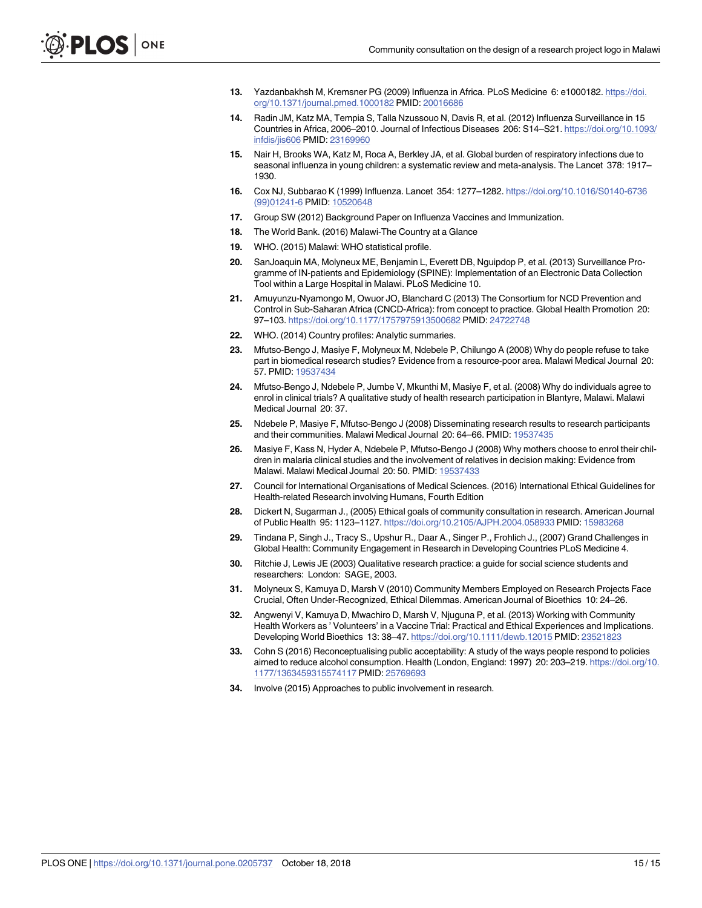13. Yazdanbakhsh M, Kremsner PG (2009) Influenza in Africa. PLoS Medicine 6: e1000182. https://doi.org/10.1371/journal.pmed.1000182 PMID: 20016686
14. Radin JM, Katz MA, Tempia S, Talla Nzussouo N, Davis R, et al. (2012) Influenza Surveillance in 15 Countries in Africa, 2006–2010. Journal of Infectious Diseases 206: S14–S21. https://doi.org/10.1093/infdis/jis606 PMID: 23169960
15. Nair H, Brooks WA, Katz M, Roca A, Berkley JA, et al. Global burden of respiratory infections due to seasonal influenza in young children: a systematic review and meta-analysis. The Lancet 378: 1917–1930.
16. Cox NJ, Subbarao K (1999) Influenza. Lancet 354: 1277–1282. https://doi.org/10.1016/S0140-6736(99)01241-6 PMID: 10520648
17. Group SW (2012) Background Paper on Influenza Vaccines and Immunization.
18. The World Bank. (2016) Malawi-The Country at a Glance
19. WHO. (2015) Malawi: WHO statistical profile.
20. SanJoaquin MA, Molyneux ME, Benjamin L, Everett DB, Nguipdop P, et al. (2013) Surveillance Programme of IN-patients and Epidemiology (SPINE): Implementation of an Electronic Data Collection Tool within a Large Hospital in Malawi. PLoS Medicine 10.
21. Amuyunzu-Nyamongo M, Owuor JO, Blanchard C (2013) The Consortium for NCD Prevention and Control in Sub-Saharan Africa (CNCD-Africa): from concept to practice. Global Health Promotion 20: 97–103. https://doi.org/10.1177/1757975913500682 PMID: 24722748
22. WHO. (2014) Country profiles: Analytic summaries.
23. Mfutso-Bengo J, Masiye F, Molyneux M, Ndebele P, Chilungo A (2008) Why do people refuse to take part in biomedical research studies? Evidence from a resource-poor area. Malawi Medical Journal 20: 57. PMID: 19537434
24. Mfutso-Bengo J, Ndebele P, Jumbe V, Mkunthi M, Masiye F, et al. (2008) Why do individuals agree to enrol in clinical trials? A qualitative study of health research participation in Blantyre, Malawi. Malawi Medical Journal 20: 37.
25. Ndebele P, Masiye F, Mfutso-Bengo J (2008) Disseminating research results to research participants and their communities. Malawi Medical Journal 20: 64–66. PMID: 19537435
26. Masiye F, Kass N, Hyder A, Ndebele P, Mfutso-Bengo J (2008) Why mothers choose to enrol their children in malaria clinical studies and the involvement of relatives in decision making: Evidence from Malawi. Malawi Medical Journal 20: 50. PMID: 19537433
27. Council for International Organisations of Medical Sciences. (2016) International Ethical Guidelines for Health-related Research involving Humans, Fourth Edition
28. Dickert N, Sugarman J., (2005) Ethical goals of community consultation in research. American Journal of Public Health 95: 1123–1127. https://doi.org/10.2105/AJPH.2004.058933 PMID: 15983268
29. Tindana P, Singh J., Tracy S., Upshur R., Daar A., Singer P., Frohlich J., (2007) Grand Challenges in Global Health: Community Engagement in Research in Developing Countries PLoS Medicine 4.
30. Ritchie J, Lewis JE (2003) Qualitative research practice: a guide for social science students and researchers: London: SAGE, 2003.
31. Molyneux S, Kamuya D, Marsh V (2010) Community Members Employed on Research Projects Face Crucial, Often Under-Recognized, Ethical Dilemmas. American Journal of Bioethics 10: 24–26.
32. Angwenyi V, Kamuya D, Mwachiro D, Marsh V, Njuguna P, et al. (2013) Working with Community Health Workers as ' Volunteers' in a Vaccine Trial: Practical and Ethical Experiences and Implications. Developing World Bioethics 13: 38–47. https://doi.org/10.1111/dewb.12015 PMID: 23521823
33. Cohn S (2016) Reconceptualising public acceptability: A study of the ways people respond to policies aimed to reduce alcohol consumption. Health (London, England: 1997) 20: 203–219. https://doi.org/10.1177/1363459315574117 PMID: 25769693
34. Involve (2015) Approaches to public involvement in research.